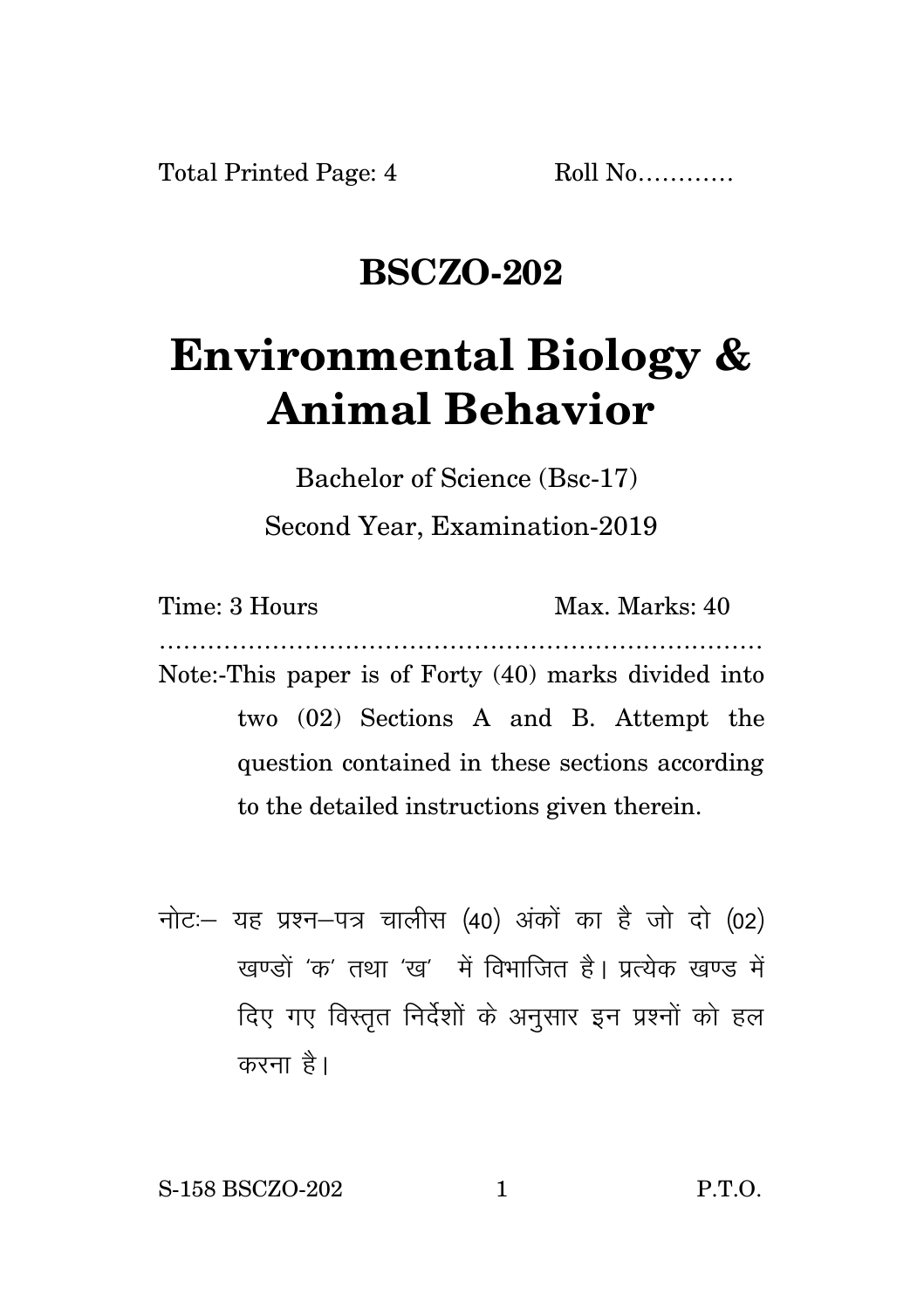Total Printed Page: 4 Roll No…………

# BSCZO-202

# Environmental Biology & Animal Behavior

Bachelor of Science (Bsc-17)

Second Year, Examination-2019

Time: 3 Hours Max. Marks: 40

…………………………………………………………………

Note:-This paper is of Forty (40) marks divided into two (02) Sections A and B. Attempt the question contained in these sections according to the detailed instructions given therein.

नोटः– यह प्रश्न–पत्र चालीस (40) अंकों का है जो दो (02) खण्डों 'क' तथा 'ख' में विभाजित है। प्रत्येक खण्ड में दिए गए विस्तृत निर्देशों के अनुसार इन प्रश्नों को हल करना है।

S-158 BSCZO-202 P.T.O.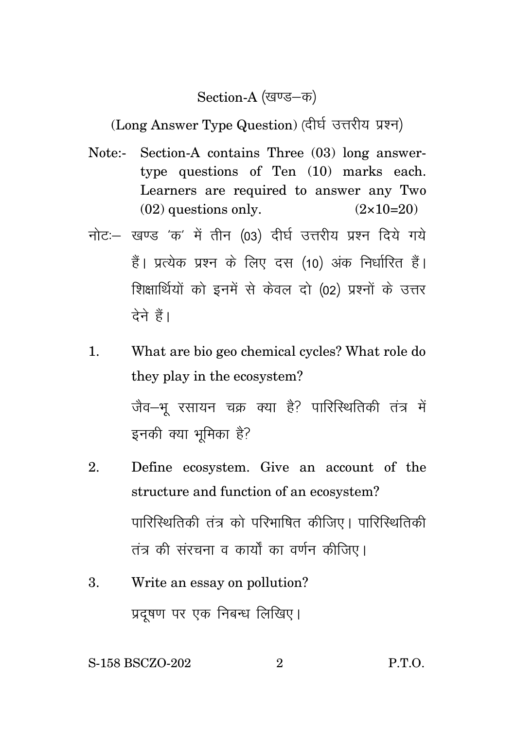## Section-A (खण्ड–क)

(Long Answer Type Question) (दीर्घ उत्तरीय प्रश्न)

Note:- Section-A contains Three (03) long answer-type questions of Ten (10) marks each. Learners are required to answer any Two (02) questions only. (2×10=20)

नोटः– खण्ड 'क' में तीन (03) दीर्घ उत्तरीय प्रश्न दिये गये हैं। प्रत्येक प्रश्न के लिए दस (10) अंक निर्धारित हैं। शिक्षार्थियों को इनमें से केवल दो (02) प्रश्नों के उत्तर देने हैं।

1. What are bio geo chemical cycles? What role do they play in the ecosystem?

   जैव–भू रसायन चक्र क्या है? पारिस्थितिकी तंत्र में इनकी क्या भूमिका है?

2. Define ecosystem. Give an account of the structure and function of an ecosystem?

   पारिस्थितिकी तंत्र को परिभाषित कीजिए। पारिस्थितिकी तंत्र की संरचना व कार्यों का वर्णन कीजिए।

3. Write an essay on pollution?

   प्रदूषण पर एक निबन्ध लिखिए।

S-158 BSCZO-202 P.T.O.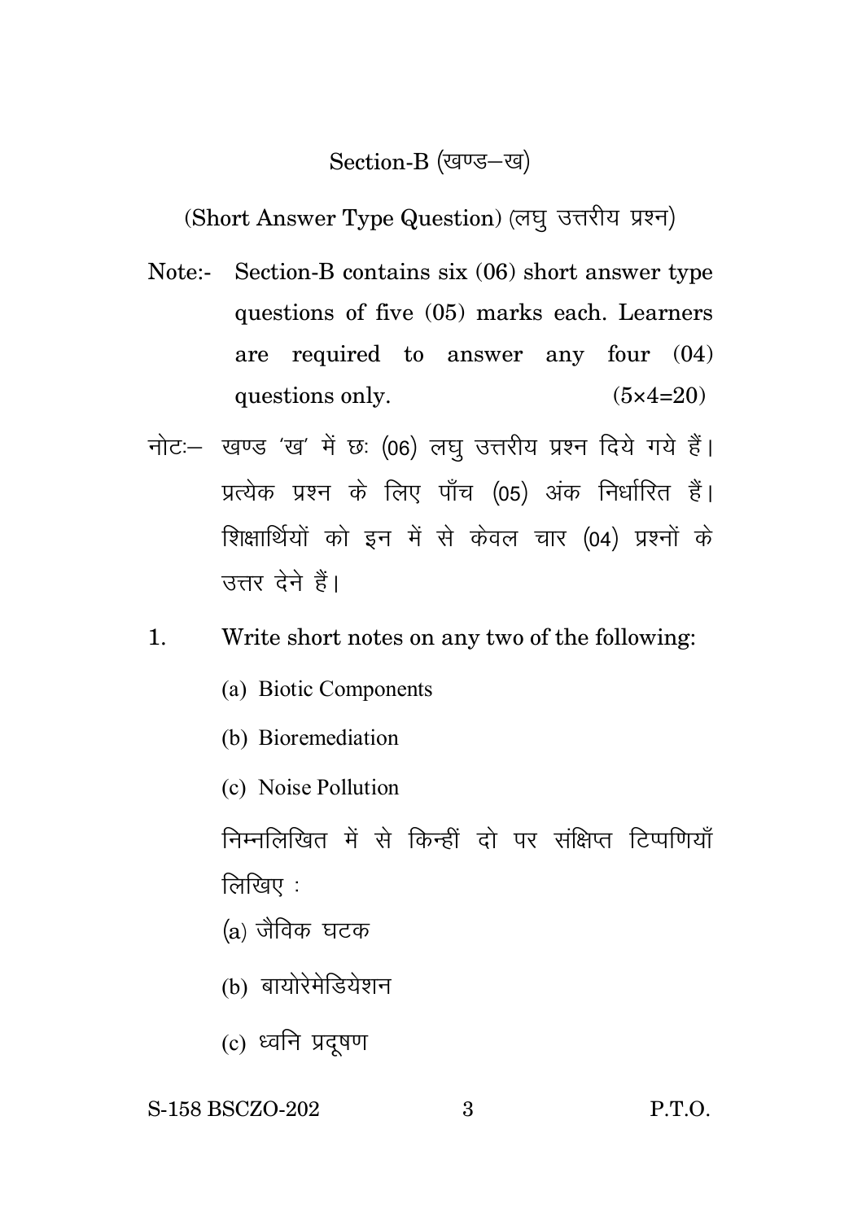## Section-B (खण्ड–ख)

(Short Answer Type Question) (लघु उत्तरीय प्रश्न)

Note:- Section-B contains six (06) short answer type questions of five (05) marks each. Learners are required to answer any four (04) questions only. (5×4=20)

नोटः– खण्ड 'ख' में छः (06) लघु उत्तरीय प्रश्न दिये गये हैं। प्रत्येक प्रश्न के लिए पाँच (05) अंक निर्धारित हैं। शिक्षार्थियों को इन में से केवल चार (04) प्रश्नों के उत्तर देने हैं।

1. Write short notes on any two of the following:

   (a) Biotic Components

   (b) Bioremediation

   (c) Noise Pollution

   निम्नलिखित में से किन्हीं दो पर संक्षिप्त टिप्पणियाँ लिखिए :

   (a) जैविक घटक

   (b) बायोरेमेडियेशन

   (c) ध्वनि प्रदूषण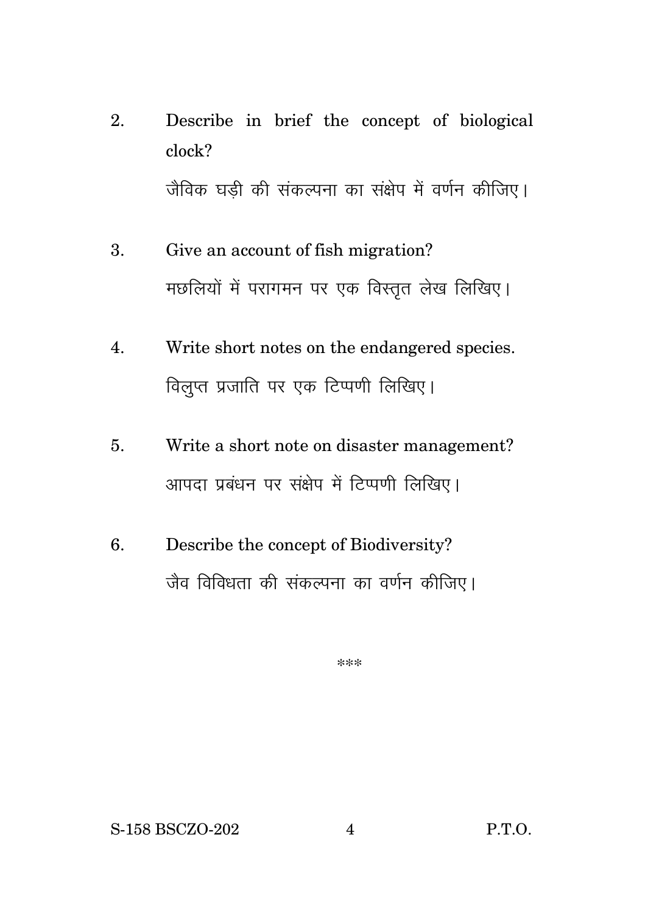2. Describe in brief the concept of biological clock?

   जैविक घड़ी की संकल्पना का संक्षेप में वर्णन कीजिए।

3. Give an account of fish migration?

   मछलियों में परागमन पर एक विस्तृत लेख लिखिए।

4. Write short notes on the endangered species.

   विलुप्त प्रजाति पर एक टिप्पणी लिखिए।

5. Write a short note on disaster management?

   आपदा प्रबंधन पर संक्षेप में टिप्पणी लिखिए।

6. Describe the concept of Biodiversity?

   जैव विविधता की संकल्पना का वर्णन कीजिए।

***

S-158 BSCZO-202

P.T.O.